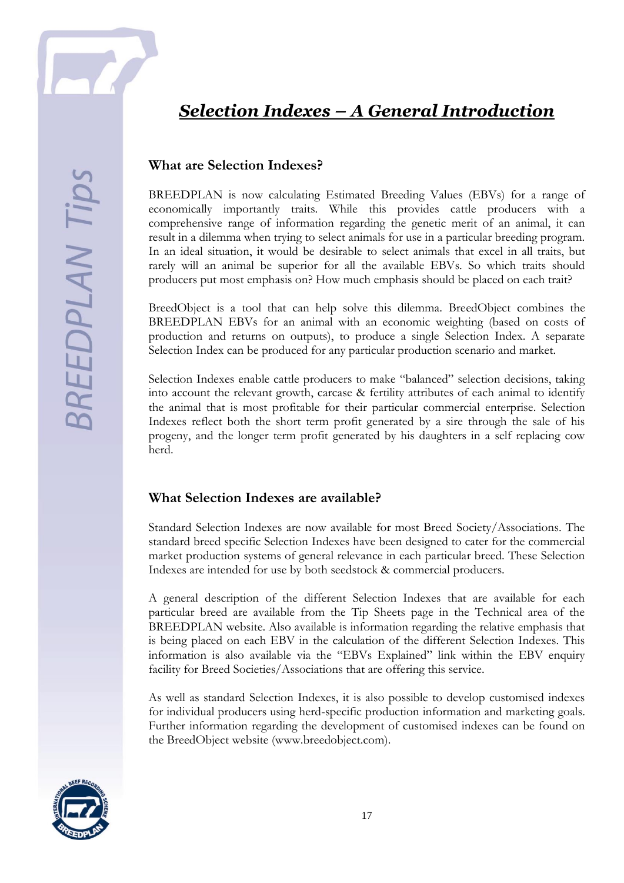# ***Selection Indexes – A General Introduction***

## What are Selection Indexes?

BREEDPLAN is now calculating Estimated Breeding Values (EBVs) for a range of economically importantly traits. While this provides cattle producers with a comprehensive range of information regarding the genetic merit of an animal, it can result in a dilemma when trying to select animals for use in a particular breeding program. In an ideal situation, it would be desirable to select animals that excel in all traits, but rarely will an animal be superior for all the available EBVs. So which traits should producers put most emphasis on? How much emphasis should be placed on each trait?

BreedObject is a tool that can help solve this dilemma. BreedObject combines the BREEDPLAN EBVs for an animal with an economic weighting (based on costs of production and returns on outputs), to produce a single Selection Index. A separate Selection Index can be produced for any particular production scenario and market.

Selection Indexes enable cattle producers to make "balanced" selection decisions, taking into account the relevant growth, carcase & fertility attributes of each animal to identify the animal that is most profitable for their particular commercial enterprise. Selection Indexes reflect both the short term profit generated by a sire through the sale of his progeny, and the longer term profit generated by his daughters in a self replacing cow herd.

## What Selection Indexes are available?

Standard Selection Indexes are now available for most Breed Society/Associations. The standard breed specific Selection Indexes have been designed to cater for the commercial market production systems of general relevance in each particular breed. These Selection Indexes are intended for use by both seedstock & commercial producers.

A general description of the different Selection Indexes that are available for each particular breed are available from the Tip Sheets page in the Technical area of the BREEDPLAN website. Also available is information regarding the relative emphasis that is being placed on each EBV in the calculation of the different Selection Indexes. This information is also available via the "EBVs Explained" link within the EBV enquiry facility for Breed Societies/Associations that are offering this service.

As well as standard Selection Indexes, it is also possible to develop customised indexes for individual producers using herd-specific production information and marketing goals. Further information regarding the development of customised indexes can be found on the BreedObject website (www.breedobject.com).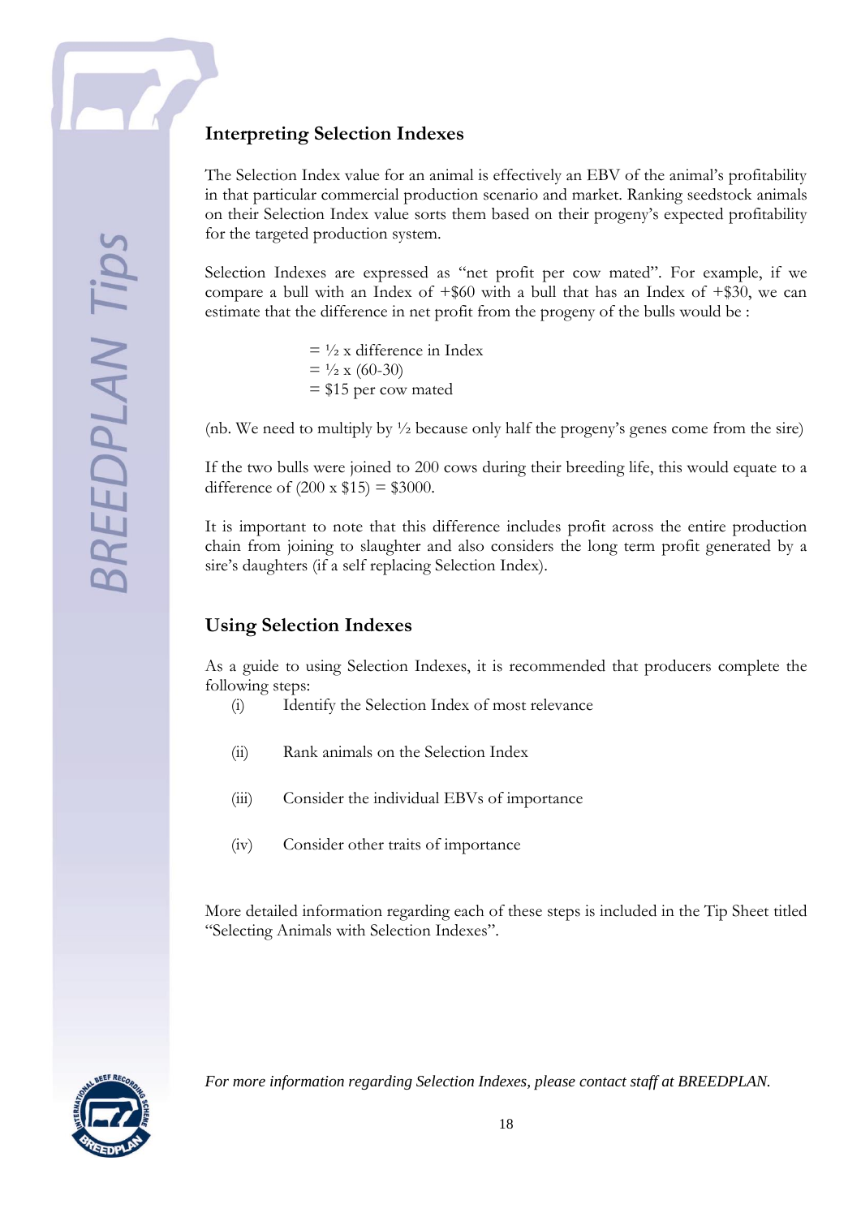## Interpreting Selection Indexes

The Selection Index value for an animal is effectively an EBV of the animal's profitability in that particular commercial production scenario and market. Ranking seedstock animals on their Selection Index value sorts them based on their progeny's expected profitability for the targeted production system.

Selection Indexes are expressed as "net profit per cow mated". For example, if we compare a bull with an Index of +$60 with a bull that has an Index of +$30, we can estimate that the difference in net profit from the progeny of the bulls would be :

= ½ x difference in Index
= ½ x (60-30)
= $15 per cow mated

(nb. We need to multiply by ½ because only half the progeny's genes come from the sire)

If the two bulls were joined to 200 cows during their breeding life, this would equate to a difference of (200 x $15) = $3000.

It is important to note that this difference includes profit across the entire production chain from joining to slaughter and also considers the long term profit generated by a sire's daughters (if a self replacing Selection Index).

## Using Selection Indexes

As a guide to using Selection Indexes, it is recommended that producers complete the following steps:

(i) Identify the Selection Index of most relevance

(ii) Rank animals on the Selection Index

(iii) Consider the individual EBVs of importance

(iv) Consider other traits of importance

More detailed information regarding each of these steps is included in the Tip Sheet titled "Selecting Animals with Selection Indexes".

*For more information regarding Selection Indexes, please contact staff at BREEDPLAN.*